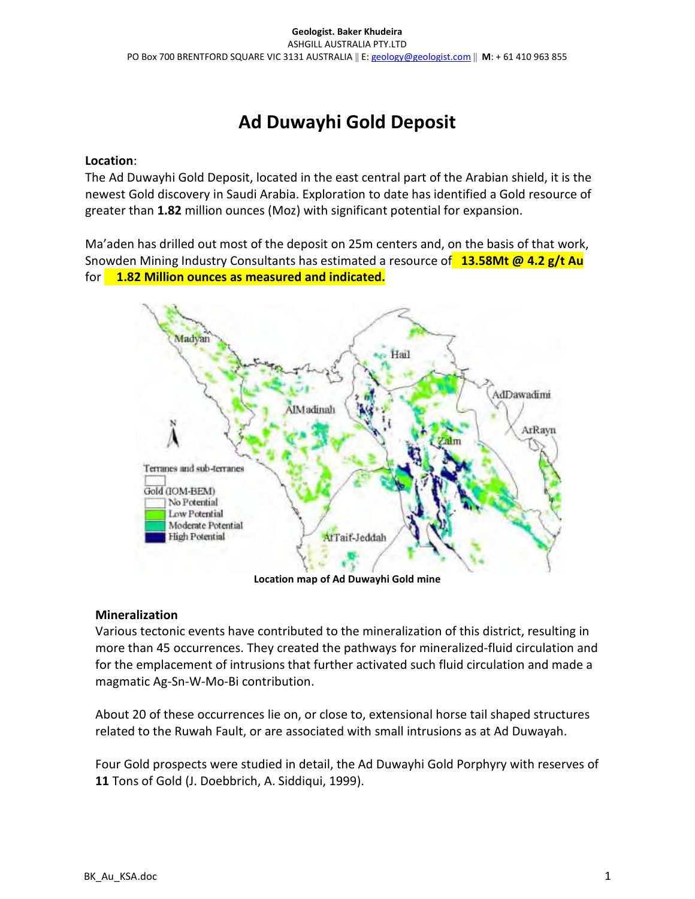Geologist. Baker Khudeira
ASHGILL AUSTRALIA PTY.LTD
PO Box 700 BRENTFORD SQUARE VIC 3131 AUSTRALIA || E: geology@geologist.com || **M**: + 61 410 963 855

# Ad Duwayhi Gold Deposit

**Location**:
The Ad Duwayhi Gold Deposit, located in the east central part of the Arabian shield, it is the newest Gold discovery in Saudi Arabia. Exploration to date has identified a Gold resource of greater than **1.82** million ounces (Moz) with significant potential for expansion.

Ma'aden has drilled out most of the deposit on 25m centers and, on the basis of that work, Snowden Mining Industry Consultants has estimated a resource of **13.58Mt @ 4.2 g/t Au** for **1.82 Million ounces as measured and indicated.**

Madyan
Hail
AdDawadimi
AlMadinah
ArRayn
Zalm
AtTaif-Jeddah
N
Terranes and sub-terranes
Gold (IOM-BEM)
No Potential
Low Potential
Moderate Potential
High Potential

**Location map of Ad Duwayhi Gold mine**

**Mineralization**
Various tectonic events have contributed to the mineralization of this district, resulting in more than 45 occurrences. They created the pathways for mineralized-fluid circulation and for the emplacement of intrusions that further activated such fluid circulation and made a magmatic Ag-Sn-W-Mo-Bi contribution.

About 20 of these occurrences lie on, or close to, extensional horse tail shaped structures related to the Ruwah Fault, or are associated with small intrusions as at Ad Duwayah.

Four Gold prospects were studied in detail, the Ad Duwayhi Gold Porphyry with reserves of **11** Tons of Gold (J. Doebbrich, A. Siddiqui, 1999).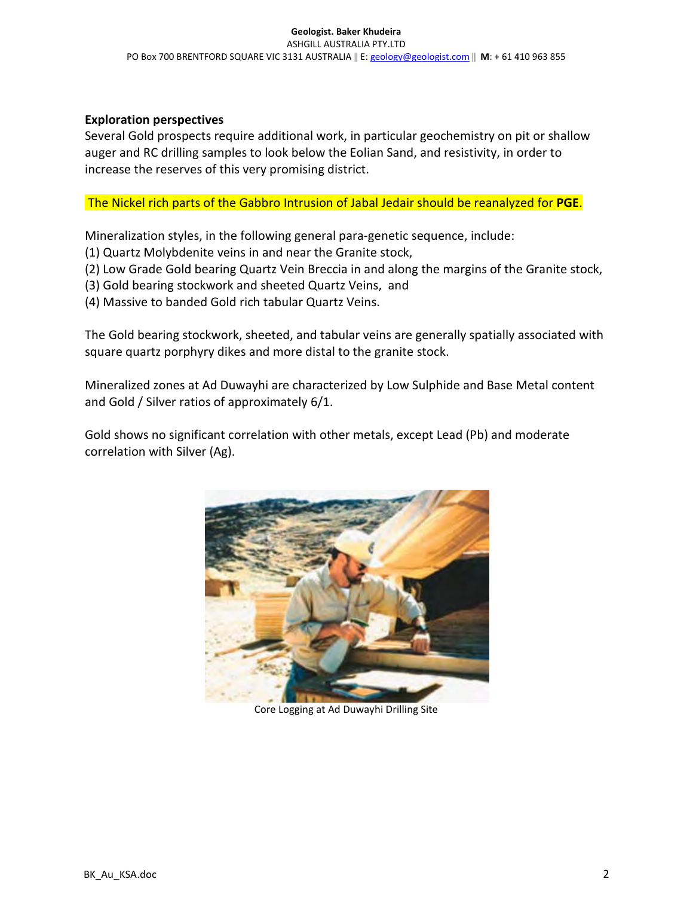## Exploration perspectives

Several Gold prospects require additional work, in particular geochemistry on pit or shallow auger and RC drilling samples to look below the Eolian Sand, and resistivity, in order to increase the reserves of this very promising district.

The Nickel rich parts of the Gabbro Intrusion of Jabal Jedair should be reanalyzed for **PGE**.

Mineralization styles, in the following general para-genetic sequence, include:
(1) Quartz Molybdenite veins in and near the Granite stock,
(2) Low Grade Gold bearing Quartz Vein Breccia in and along the margins of the Granite stock,
(3) Gold bearing stockwork and sheeted Quartz Veins, and
(4) Massive to banded Gold rich tabular Quartz Veins.

The Gold bearing stockwork, sheeted, and tabular veins are generally spatially associated with square quartz porphyry dikes and more distal to the granite stock.

Mineralized zones at Ad Duwayhi are characterized by Low Sulphide and Base Metal content and Gold / Silver ratios of approximately 6/1.

Gold shows no significant correlation with other metals, except Lead (Pb) and moderate correlation with Silver (Ag).

Core Logging at Ad Duwayhi Drilling Site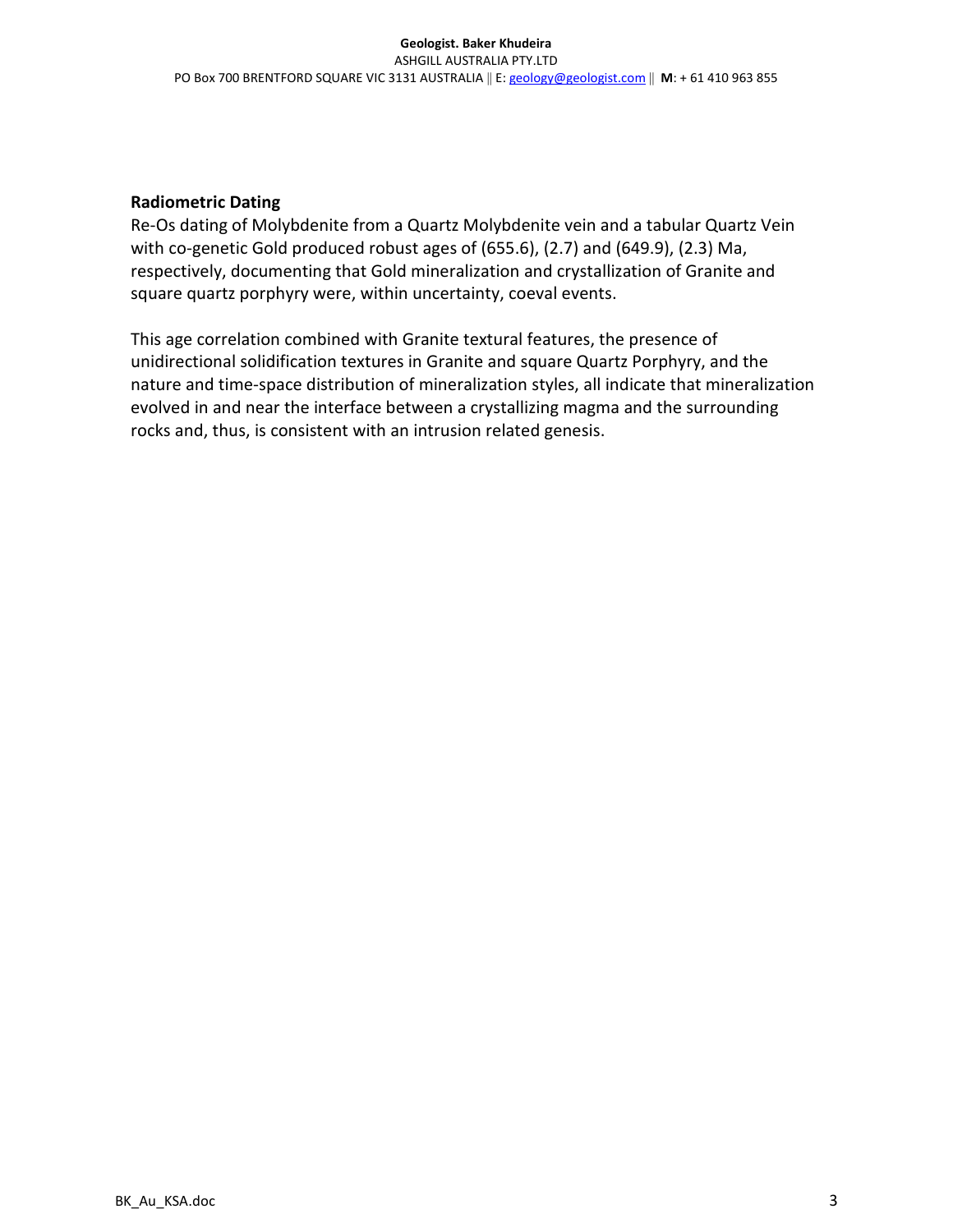## Radiometric Dating

Re-Os dating of Molybdenite from a Quartz Molybdenite vein and a tabular Quartz Vein with co-genetic Gold produced robust ages of (655.6), (2.7) and (649.9), (2.3) Ma, respectively, documenting that Gold mineralization and crystallization of Granite and square quartz porphyry were, within uncertainty, coeval events.

This age correlation combined with Granite textural features, the presence of unidirectional solidification textures in Granite and square Quartz Porphyry, and the nature and time-space distribution of mineralization styles, all indicate that mineralization evolved in and near the interface between a crystallizing magma and the surrounding rocks and, thus, is consistent with an intrusion related genesis.